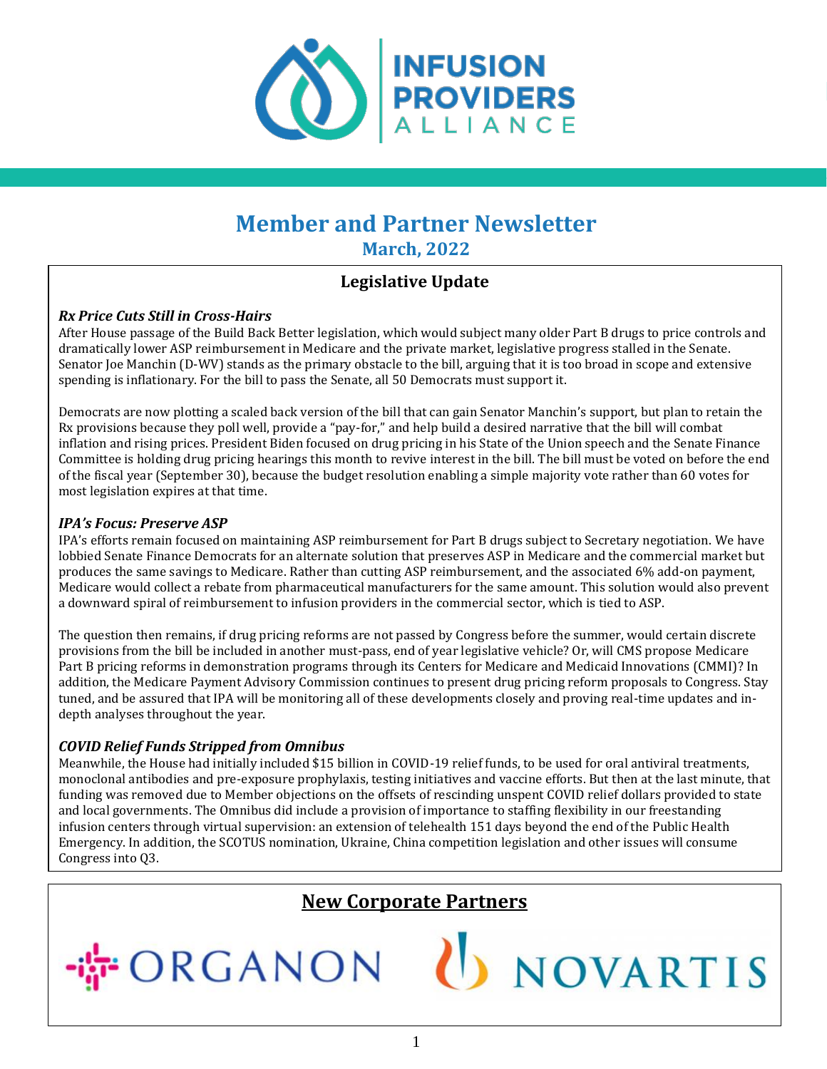# INFUSION PROVIDERS ALLIANCE

## Member and Partner Newsletter

### March, 2022

## Legislative Update

### *Rx Price Cuts Still in Cross-Hairs*

After House passage of the Build Back Better legislation, which would subject many older Part B drugs to price controls and dramatically lower ASP reimbursement in Medicare and the private market, legislative progress stalled in the Senate. Senator Joe Manchin (D-WV) stands as the primary obstacle to the bill, arguing that it is too broad in scope and extensive spending is inflationary. For the bill to pass the Senate, all 50 Democrats must support it.

Democrats are now plotting a scaled back version of the bill that can gain Senator Manchin's support, but plan to retain the Rx provisions because they poll well, provide a "pay-for," and help build a desired narrative that the bill will combat inflation and rising prices. President Biden focused on drug pricing in his State of the Union speech and the Senate Finance Committee is holding drug pricing hearings this month to revive interest in the bill. The bill must be voted on before the end of the fiscal year (September 30), because the budget resolution enabling a simple majority vote rather than 60 votes for most legislation expires at that time.

### *IPA's Focus: Preserve ASP*

IPA's efforts remain focused on maintaining ASP reimbursement for Part B drugs subject to Secretary negotiation. We have lobbied Senate Finance Democrats for an alternate solution that preserves ASP in Medicare and the commercial market but produces the same savings to Medicare. Rather than cutting ASP reimbursement, and the associated 6% add-on payment, Medicare would collect a rebate from pharmaceutical manufacturers for the same amount. This solution would also prevent a downward spiral of reimbursement to infusion providers in the commercial sector, which is tied to ASP.

The question then remains, if drug pricing reforms are not passed by Congress before the summer, would certain discrete provisions from the bill be included in another must-pass, end of year legislative vehicle? Or, will CMS propose Medicare Part B pricing reforms in demonstration programs through its Centers for Medicare and Medicaid Innovations (CMMI)? In addition, the Medicare Payment Advisory Commission continues to present drug pricing reform proposals to Congress. Stay tuned, and be assured that IPA will be monitoring all of these developments closely and proving real-time updates and in-depth analyses throughout the year.

### *COVID Relief Funds Stripped from Omnibus*

Meanwhile, the House had initially included $15 billion in COVID-19 relief funds, to be used for oral antiviral treatments, monoclonal antibodies and pre-exposure prophylaxis, testing initiatives and vaccine efforts. But then at the last minute, that funding was removed due to Member objections on the offsets of rescinding unspent COVID relief dollars provided to state and local governments. The Omnibus did include a provision of importance to staffing flexibility in our freestanding infusion centers through virtual supervision: an extension of telehealth 151 days beyond the end of the Public Health Emergency. In addition, the SCOTUS nomination, Ukraine, China competition legislation and other issues will consume Congress into Q3.

## New Corporate Partners

ORGANON NOVARTIS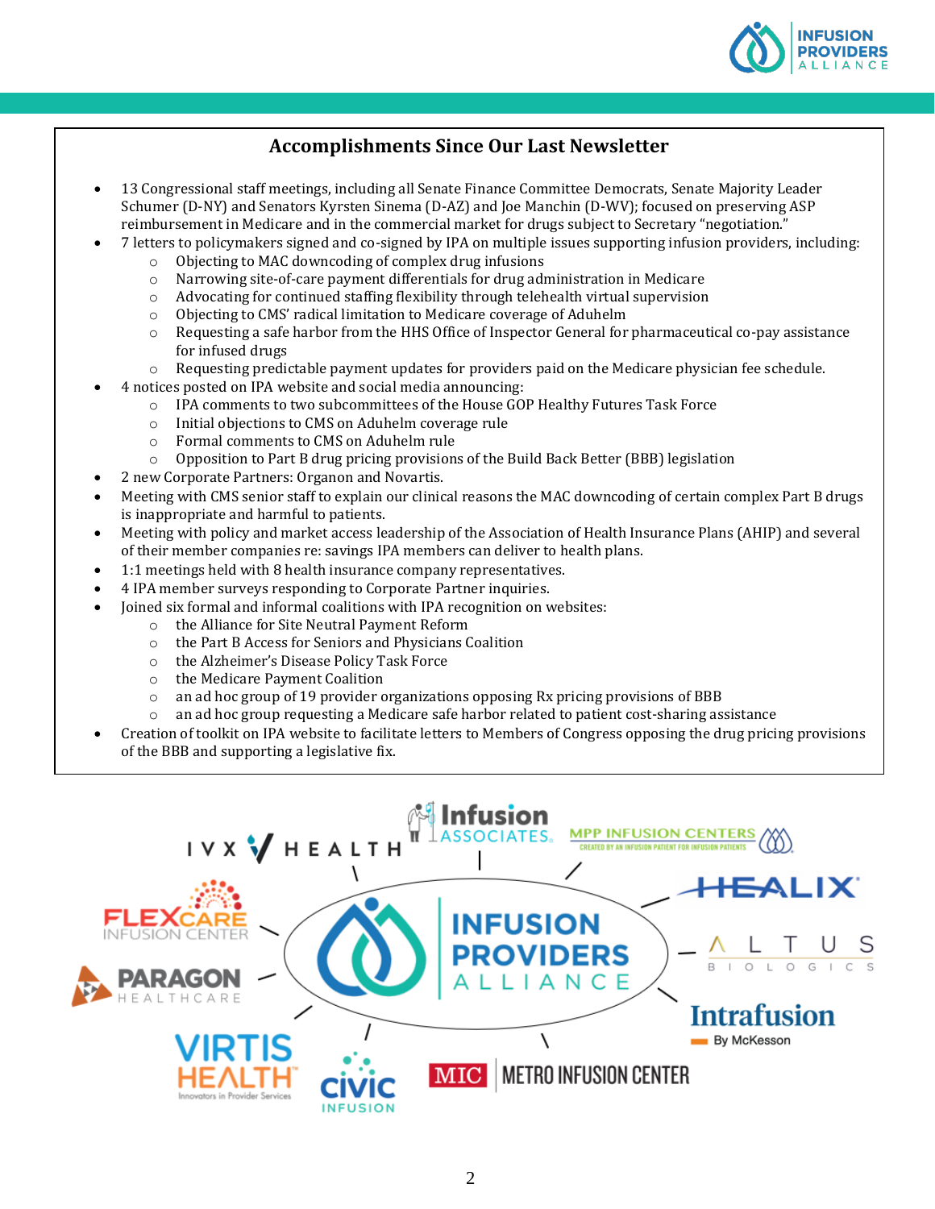## Accomplishments Since Our Last Newsletter

- 13 Congressional staff meetings, including all Senate Finance Committee Democrats, Senate Majority Leader Schumer (D-NY) and Senators Kyrsten Sinema (D-AZ) and Joe Manchin (D-WV); focused on preserving ASP reimbursement in Medicare and in the commercial market for drugs subject to Secretary "negotiation."
- 7 letters to policymakers signed and co-signed by IPA on multiple issues supporting infusion providers, including:
  - Objecting to MAC downcoding of complex drug infusions
  - Narrowing site-of-care payment differentials for drug administration in Medicare
  - Advocating for continued staffing flexibility through telehealth virtual supervision
  - Objecting to CMS' radical limitation to Medicare coverage of Aduhelm
  - Requesting a safe harbor from the HHS Office of Inspector General for pharmaceutical co-pay assistance for infused drugs
  - Requesting predictable payment updates for providers paid on the Medicare physician fee schedule.
- 4 notices posted on IPA website and social media announcing:
  - IPA comments to two subcommittees of the House GOP Healthy Futures Task Force
  - Initial objections to CMS on Aduhelm coverage rule
  - Formal comments to CMS on Aduhelm rule
  - Opposition to Part B drug pricing provisions of the Build Back Better (BBB) legislation
- 2 new Corporate Partners: Organon and Novartis.
- Meeting with CMS senior staff to explain our clinical reasons the MAC downcoding of certain complex Part B drugs is inappropriate and harmful to patients.
- Meeting with policy and market access leadership of the Association of Health Insurance Plans (AHIP) and several of their member companies re: savings IPA members can deliver to health plans.
- 1:1 meetings held with 8 health insurance company representatives.
- 4 IPA member surveys responding to Corporate Partner inquiries.
- Joined six formal and informal coalitions with IPA recognition on websites:
  - the Alliance for Site Neutral Payment Reform
  - the Part B Access for Seniors and Physicians Coalition
  - the Alzheimer's Disease Policy Task Force
  - the Medicare Payment Coalition
  - an ad hoc group of 19 provider organizations opposing Rx pricing provisions of BBB
  - an ad hoc group requesting a Medicare safe harbor related to patient cost-sharing assistance
- Creation of toolkit on IPA website to facilitate letters to Members of Congress opposing the drug pricing provisions of the BBB and supporting a legislative fix.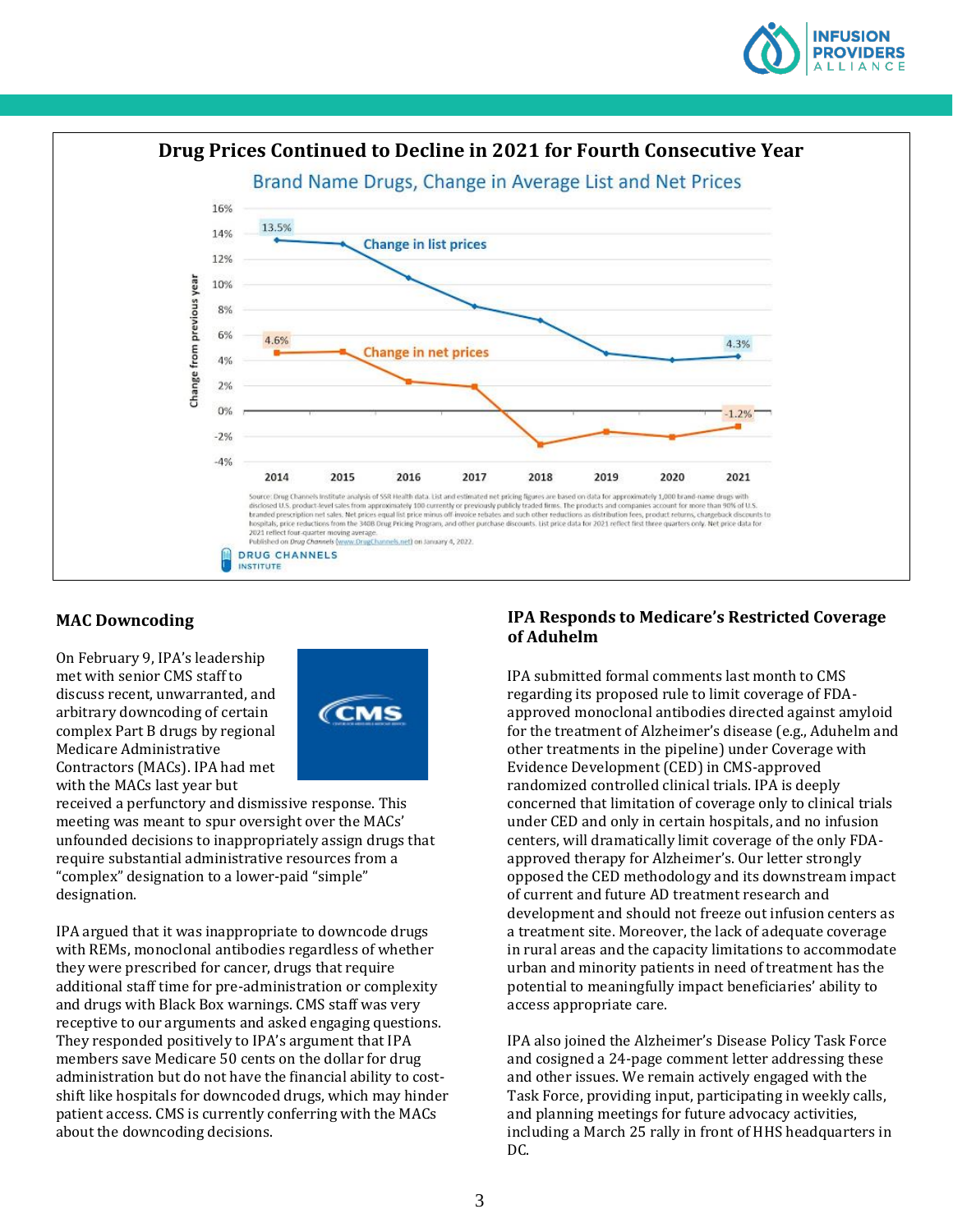## Drug Prices Continued to Decline in 2021 for Fourth Consecutive Year

Brand Name Drugs, Change in Average List and Net Prices

Change from previous year

16%
14%
12%
10%
8%
6%
4%
2%
0%
-2%
-4%

2014 2015 2016 2017 2018 2019 2020 2021

13.5%
Change in list prices
4.3%

4.6%
Change in net prices
-1.2%

Source: Drug Channels Institute analysis of SSR Health data. List and estimated net pricing figures are based on data for approximately 1,000 brand-name drugs with disclosed U.S. product-level sales from approximately 100 currently or previously publicly traded firms. The products and companies account for more than 90% of U.S. branded prescription net sales. Net prices equal list price minus off-invoice rebates and such other reductions as distribution fees, product returns, chargeback discounts to hospitals, price reductions from the 340B Drug Pricing Program, and other purchase discounts. List price data for 2021 reflect first three quarters only. Net price data for 2021 reflect four-quarter moving average.
Published on *Drug Channels* (www.DrugChannels.net) on January 4, 2022.

DRUG CHANNELS INSTITUTE

### MAC Downcoding

On February 9, IPA's leadership met with senior CMS staff to discuss recent, unwarranted, and arbitrary downcoding of certain complex Part B drugs by regional Medicare Administrative Contractors (MACs). IPA had met with the MACs last year but received a perfunctory and dismissive response. This meeting was meant to spur oversight over the MACs' unfounded decisions to inappropriately assign drugs that require substantial administrative resources from a "complex" designation to a lower-paid "simple" designation.

IPA argued that it was inappropriate to downcode drugs with REMs, monoclonal antibodies regardless of whether they were prescribed for cancer, drugs that require additional staff time for pre-administration or complexity and drugs with Black Box warnings. CMS staff was very receptive to our arguments and asked engaging questions. They responded positively to IPA's argument that IPA members save Medicare 50 cents on the dollar for drug administration but do not have the financial ability to cost-shift like hospitals for downcoded drugs, which may hinder patient access. CMS is currently conferring with the MACs about the downcoding decisions.

### IPA Responds to Medicare's Restricted Coverage of Aduhelm

IPA submitted formal comments last month to CMS regarding its proposed rule to limit coverage of FDA-approved monoclonal antibodies directed against amyloid for the treatment of Alzheimer's disease (e.g., Aduhelm and other treatments in the pipeline) under Coverage with Evidence Development (CED) in CMS-approved randomized controlled clinical trials. IPA is deeply concerned that limitation of coverage only to clinical trials under CED and only in certain hospitals, and no infusion centers, will dramatically limit coverage of the only FDA-approved therapy for Alzheimer's. Our letter strongly opposed the CED methodology and its downstream impact of current and future AD treatment research and development and should not freeze out infusion centers as a treatment site. Moreover, the lack of adequate coverage in rural areas and the capacity limitations to accommodate urban and minority patients in need of treatment has the potential to meaningfully impact beneficiaries' ability to access appropriate care.

IPA also joined the Alzheimer's Disease Policy Task Force and cosigned a 24-page comment letter addressing these and other issues. We remain actively engaged with the Task Force, providing input, participating in weekly calls, and planning meetings for future advocacy activities, including a March 25 rally in front of HHS headquarters in DC.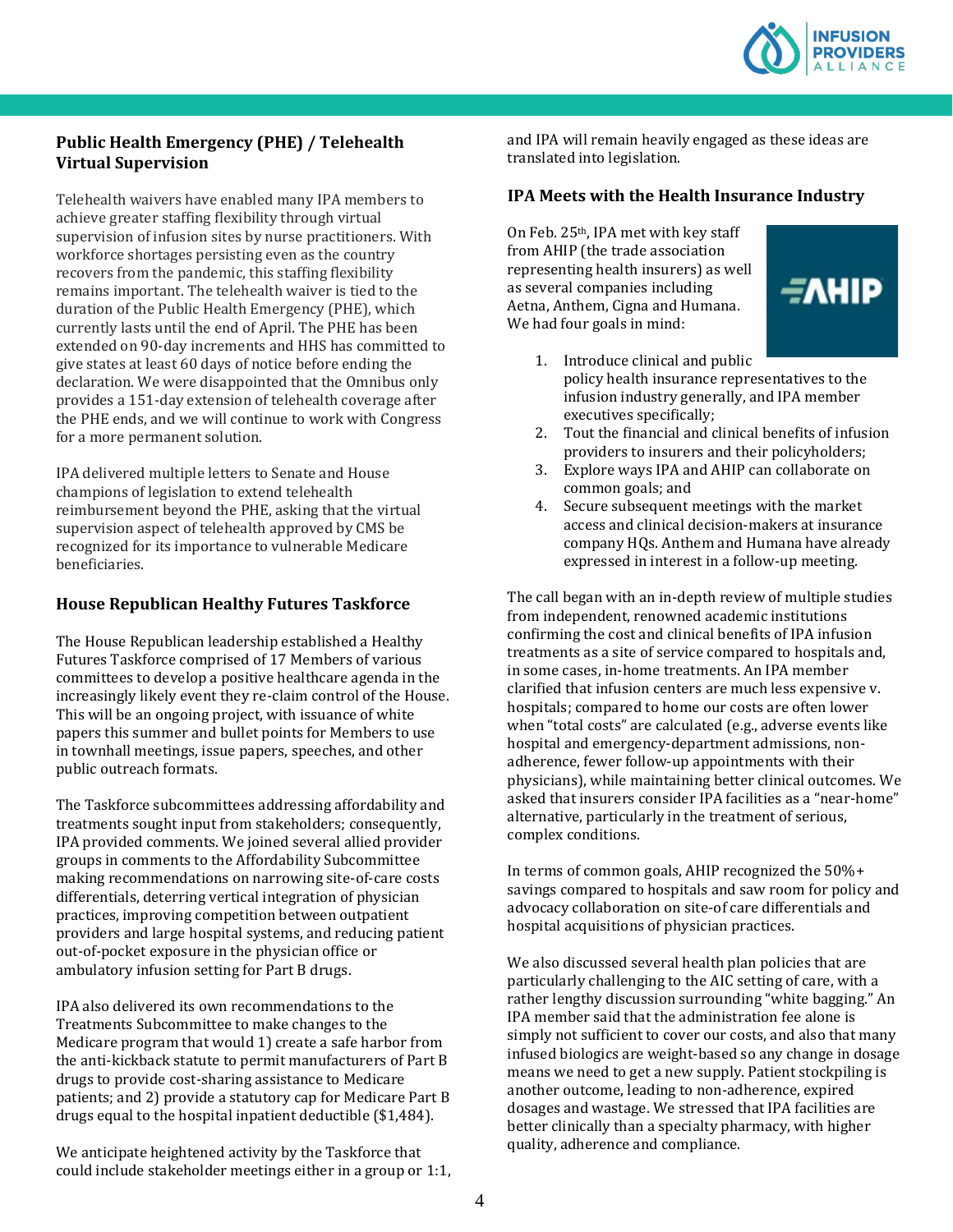## Public Health Emergency (PHE) / Telehealth Virtual Supervision

Telehealth waivers have enabled many IPA members to achieve greater staffing flexibility through virtual supervision of infusion sites by nurse practitioners. With workforce shortages persisting even as the country recovers from the pandemic, this staffing flexibility remains important. The telehealth waiver is tied to the duration of the Public Health Emergency (PHE), which currently lasts until the end of April. The PHE has been extended on 90-day increments and HHS has committed to give states at least 60 days of notice before ending the declaration. We were disappointed that the Omnibus only provides a 151-day extension of telehealth coverage after the PHE ends, and we will continue to work with Congress for a more permanent solution.

IPA delivered multiple letters to Senate and House champions of legislation to extend telehealth reimbursement beyond the PHE, asking that the virtual supervision aspect of telehealth approved by CMS be recognized for its importance to vulnerable Medicare beneficiaries.

## House Republican Healthy Futures Taskforce

The House Republican leadership established a Healthy Futures Taskforce comprised of 17 Members of various committees to develop a positive healthcare agenda in the increasingly likely event they re-claim control of the House. This will be an ongoing project, with issuance of white papers this summer and bullet points for Members to use in townhall meetings, issue papers, speeches, and other public outreach formats.

The Taskforce subcommittees addressing affordability and treatments sought input from stakeholders; consequently, IPA provided comments. We joined several allied provider groups in comments to the Affordability Subcommittee making recommendations on narrowing site-of-care costs differentials, deterring vertical integration of physician practices, improving competition between outpatient providers and large hospital systems, and reducing patient out-of-pocket exposure in the physician office or ambulatory infusion setting for Part B drugs.

IPA also delivered its own recommendations to the Treatments Subcommittee to make changes to the Medicare program that would 1) create a safe harbor from the anti-kickback statute to permit manufacturers of Part B drugs to provide cost-sharing assistance to Medicare patients; and 2) provide a statutory cap for Medicare Part B drugs equal to the hospital inpatient deductible ($1,484).

We anticipate heightened activity by the Taskforce that could include stakeholder meetings either in a group or 1:1, and IPA will remain heavily engaged as these ideas are translated into legislation.

## IPA Meets with the Health Insurance Industry

On Feb. 25th, IPA met with key staff from AHIP (the trade association representing health insurers) as well as several companies including Aetna, Anthem, Cigna and Humana. We had four goals in mind:

1. Introduce clinical and public policy health insurance representatives to the infusion industry generally, and IPA member executives specifically;
2. Tout the financial and clinical benefits of infusion providers to insurers and their policyholders;
3. Explore ways IPA and AHIP can collaborate on common goals; and
4. Secure subsequent meetings with the market access and clinical decision-makers at insurance company HQs. Anthem and Humana have already expressed in interest in a follow-up meeting.

The call began with an in-depth review of multiple studies from independent, renowned academic institutions confirming the cost and clinical benefits of IPA infusion treatments as a site of service compared to hospitals and, in some cases, in-home treatments. An IPA member clarified that infusion centers are much less expensive v. hospitals; compared to home our costs are often lower when "total costs" are calculated (e.g., adverse events like hospital and emergency-department admissions, non-adherence, fewer follow-up appointments with their physicians), while maintaining better clinical outcomes. We asked that insurers consider IPA facilities as a "near-home" alternative, particularly in the treatment of serious, complex conditions.

In terms of common goals, AHIP recognized the 50%+ savings compared to hospitals and saw room for policy and advocacy collaboration on site-of care differentials and hospital acquisitions of physician practices.

We also discussed several health plan policies that are particularly challenging to the AIC setting of care, with a rather lengthy discussion surrounding "white bagging." An IPA member said that the administration fee alone is simply not sufficient to cover our costs, and also that many infused biologics are weight-based so any change in dosage means we need to get a new supply. Patient stockpiling is another outcome, leading to non-adherence, expired dosages and wastage. We stressed that IPA facilities are better clinically than a specialty pharmacy, with higher quality, adherence and compliance.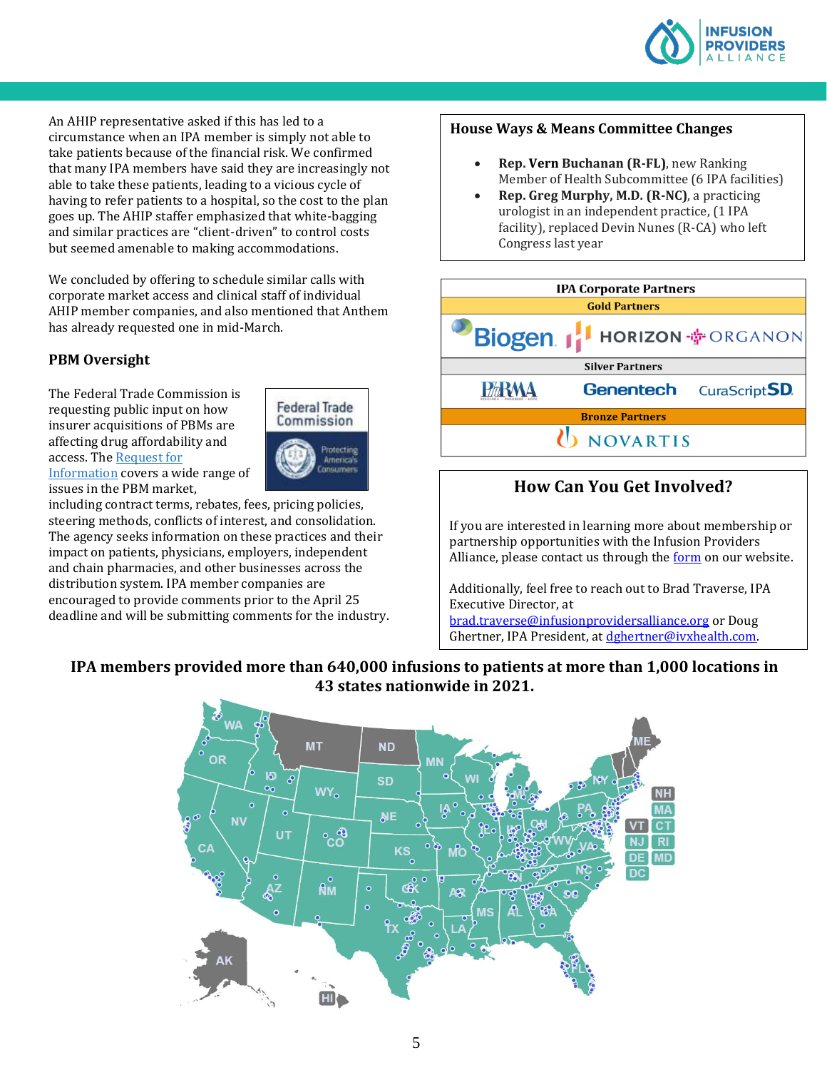An AHIP representative asked if this has led to a circumstance when an IPA member is simply not able to take patients because of the financial risk. We confirmed that many IPA members have said they are increasingly not able to take these patients, leading to a vicious cycle of having to refer patients to a hospital, so the cost to the plan goes up. The AHIP staffer emphasized that white-bagging and similar practices are "client-driven" to control costs but seemed amenable to making accommodations.

We concluded by offering to schedule similar calls with corporate market access and clinical staff of individual AHIP member companies, and also mentioned that Anthem has already requested one in mid-March.

## PBM Oversight

The Federal Trade Commission is requesting public input on how insurer acquisitions of PBMs are affecting drug affordability and access. The [Request for Information](#) covers a wide range of issues in the PBM market, including contract terms, rebates, fees, pricing policies, steering methods, conflicts of interest, and consolidation. The agency seeks information on these practices and their impact on patients, physicians, employers, independent and chain pharmacies, and other businesses across the distribution system. IPA member companies are encouraged to provide comments prior to the April 25 deadline and will be submitting comments for the industry.

## House Ways & Means Committee Changes

- **Rep. Vern Buchanan (R-FL)**, new Ranking Member of Health Subcommittee (6 IPA facilities)
- **Rep. Greg Murphy, M.D. (R-NC)**, a practicing urologist in an independent practice, (1 IPA facility), replaced Devin Nunes (R-CA) who left Congress last year

**IPA Corporate Partners**

**Gold Partners**

Biogen, Horizon, Organon

**Silver Partners**

PhRMA, Genentech, CuraScript SD

**Bronze Partners**

Novartis

## How Can You Get Involved?

If you are interested in learning more about membership or partnership opportunities with the Infusion Providers Alliance, please contact us through the [form](#) on our website.

Additionally, feel free to reach out to Brad Traverse, IPA Executive Director, at brad.traverse@infusionprovidersalliance.org or Doug Ghertner, IPA President, at dghertner@ivxhealth.com.

**IPA members provided more than 640,000 infusions to patients at more than 1,000 locations in 43 states nationwide in 2021.**

WA OR ID MT ND SD MN WI MI NY ME NV UT WY NE IA IL IN OH PA CA CO KS MO KY WV VA AZ NM OK AR TN NC SC MS AL GA TX LA FL AK HI NH MA VT CT NJ RI DE MD DC